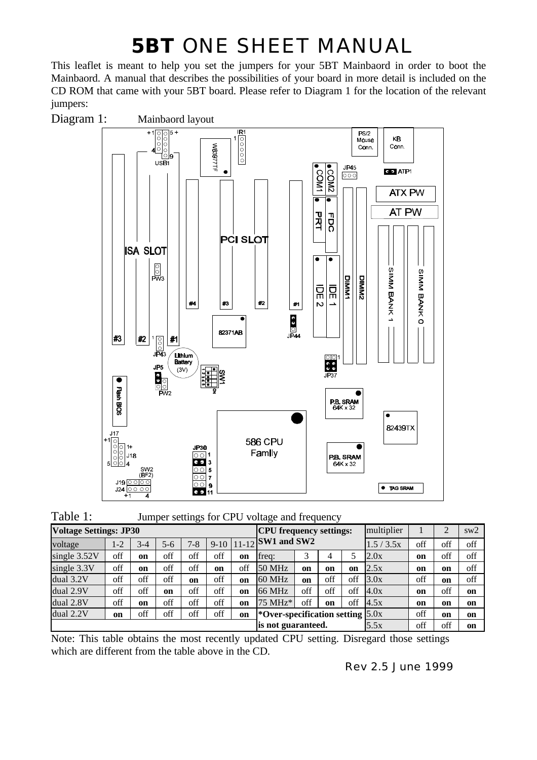# **5BT** ONE SHEET MANUAL

This leaflet is meant to help you set the jumpers for your 5BT Mainbaord in order to boot the Mainbaord. A manual that describes the possibilities of your board in more detail is included on the CD ROM that came with your 5BT board. Please refer to Diagram 1 for the location of the relevant jumpers:

Diagram 1: Mainbaord layout

Table 1: Jumper settings for CPU voltage and frequency

| **Voltage Settings: JP30** | | | | | | | **CPU frequency settings: SW1 and SW2** | | | | multiplier | 1 | 2 | sw2 |
|---|---|---|---|---|---|---|---|---|---|---|---|---|---|---|
| voltage | 1-2 | 3-4 | 5-6 | 7-8 | 9-10 | 11-12 | | | | | 1.5 / 3.5x | off | off | off |
| single 3.52V | off | **on** | off | off | off | **on** | freq: | 3 | 4 | 5 | 2.0x | **on** | off | off |
| single 3.3V | off | **on** | off | off | **on** | off | 50 MHz | **on** | **on** | **on** | 2.5x | **on** | **on** | off |
| dual 3.2V | off | off | off | **on** | off | **on** | 60 MHz | **on** | off | off | 3.0x | off | **on** | off |
| dual 2.9V | off | off | **on** | off | off | **on** | 66 MHz | off | off | off | 4.0x | **on** | off | **on** |
| dual 2.8V | off | **on** | off | off | off | **on** | 75 MHz* | off | **on** | off | 4.5x | **on** | **on** | **on** |
| dual 2.2V | **on** | off | off | off | off | **on** | **\*Over-specification setting** | | | | 5.0x | off | **on** | **on** |
| | | | | | | | **is not guaranteed.** | | | | 5.5x | off | off | **on** |

Note: This table obtains the most recently updated CPU setting. Disregard those settings which are different from the table above in the CD.

Rev 2.5 June 1999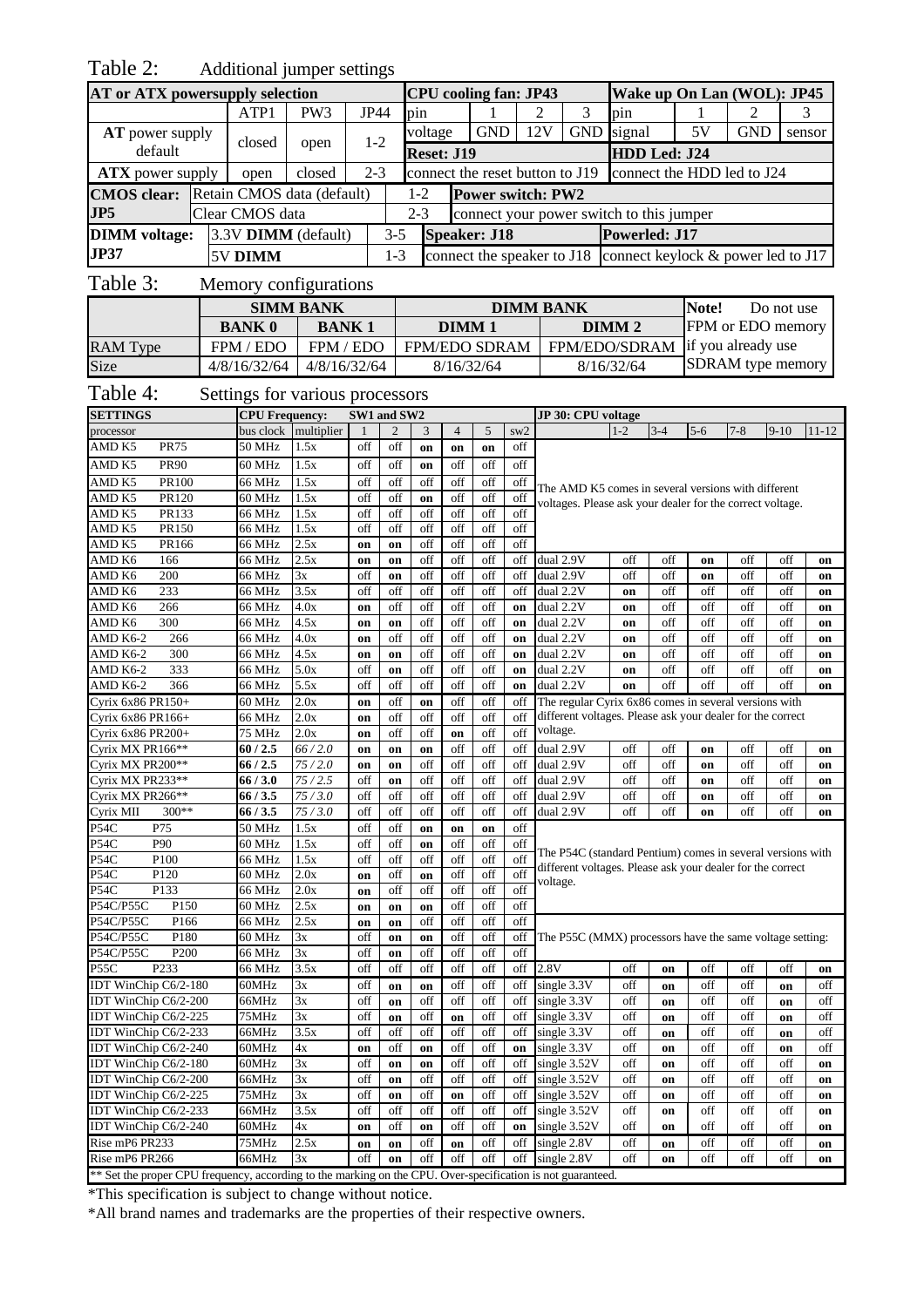## Table 2: Additional jumper settings

| AT or ATX powersupply selection | ATP1 | PW3 | JP44 |
|---|---|---|---|
| **AT** power supply default | closed | open | 1-2 |
| **ATX** power supply | open | closed | 2-3 |

| CPU cooling fan: JP43 | 1 | 2 | 3 |
|---|---|---|---|
| pin | 1 | 2 | 3 |
| voltage | GND | 12V | GND |

| Wake up On Lan (WOL): JP45 | | | |
|---|---|---|---|
| pin | 1 | 2 | 3 |
| signal | 5V | GND | sensor |

**Reset: J19** — connect the reset button to J19

**HDD Led: J24** — connect the HDD led to J24

| CMOS clear: JP5 | | |
|---|---|---|
| | Retain CMOS data (default) | 1-2 |
| | Clear CMOS data | 2-3 |

**Power switch: PW2** — connect your power switch to this jumper

| DIMM voltage: JP37 | | |
|---|---|---|
| | 3.3V **DIMM** (default) | 3-5 |
| | 5V **DIMM** | 1-3 |

**Speaker: J18** — connect the speaker to J18

**Powerled: J17** — connect keylock & power led to J17

## Table 3: Memory configurations

| | SIMM BANK | | DIMM BANK | |
|---|---|---|---|---|
| | **BANK 0** | **BANK 1** | **DIMM 1** | **DIMM 2** |
| RAM Type | FPM / EDO | FPM / EDO | FPM/EDO SDRAM | FPM/EDO/SDRAM |
| Size | 4/8/16/32/64 | 4/8/16/32/64 | 8/16/32/64 | 8/16/32/64 |

**Note!** Do not use FPM or EDO memory if you already use SDRAM type memory

## Table 4: Settings for various processors

| SETTINGS processor | CPU Frequency: bus clock | multiplier | SW1 and SW2: 1 | 2 | 3 | 4 | 5 | sw2 | JP 30: CPU voltage | 1-2 | 3-4 | 5-6 | 7-8 | 9-10 | 11-12 |
|---|---|---|---|---|---|---|---|---|---|---|---|---|---|---|---|
| AMD K5 PR75 | 50 MHz | 1.5x | off | off | **on** | **on** | **on** | off | The AMD K5 comes in several versions with different voltages. Please ask your dealer for the correct voltage. | | | | | | |
| AMD K5 PR90 | 60 MHz | 1.5x | off | off | **on** | off | off | off | | | | | | | |
| AMD K5 PR100 | 66 MHz | 1.5x | off | off | off | off | off | off | | | | | | | |
| AMD K5 PR120 | 60 MHz | 1.5x | off | off | **on** | off | off | off | | | | | | | |
| AMD K5 PR133 | 66 MHz | 1.5x | off | off | off | off | off | off | | | | | | | |
| AMD K5 PR150 | 66 MHz | 1.5x | off | off | off | off | off | off | | | | | | | |
| AMD K5 PR166 | 66 MHz | 2.5x | **on** | **on** | off | off | off | off | | | | | | | |
| AMD K6 166 | 66 MHz | 2.5x | **on** | **on** | off | off | off | off | dual 2.9V | off | off | **on** | off | off | **on** |
| AMD K6 200 | 66 MHz | 3x | off | **on** | off | off | off | off | dual 2.9V | off | off | **on** | off | off | **on** |
| AMD K6 233 | 66 MHz | 3.5x | off | off | off | off | off | off | dual 2.2V | **on** | off | off | off | off | **on** |
| AMD K6 266 | 66 MHz | 4.0x | **on** | off | off | off | off | **on** | dual 2.2V | **on** | off | off | off | off | **on** |
| AMD K6 300 | 66 MHz | 4.5x | **on** | **on** | off | off | off | **on** | dual 2.2V | **on** | off | off | off | off | **on** |
| AMD K6-2 266 | 66 MHz | 4.0x | **on** | off | off | off | off | **on** | dual 2.2V | **on** | off | off | off | off | **on** |
| AMD K6-2 300 | 66 MHz | 4.5x | **on** | **on** | off | off | off | **on** | dual 2.2V | **on** | off | off | off | off | **on** |
| AMD K6-2 333 | 66 MHz | 5.0x | off | **on** | off | off | off | **on** | dual 2.2V | **on** | off | off | off | off | **on** |
| AMD K6-2 366 | 66 MHz | 5.5x | off | off | off | off | off | **on** | dual 2.2V | **on** | off | off | off | off | **on** |
| Cyrix 6x86 PR150+ | 60 MHz | 2.0x | **on** | off | **on** | off | off | off | The regular Cyrix 6x86 comes in several versions with different voltages. Please ask your dealer for the correct voltage. | | | | | | |
| Cyrix 6x86 PR166+ | 66 MHz | 2.0x | **on** | off | off | off | off | off | | | | | | | |
| Cyrix 6x86 PR200+ | 75 MHz | 2.0x | **on** | off | off | **on** | off | off | | | | | | | |
| Cyrix MX PR166** | **60 / 2.5** | *66 / 2.0* | **on** | **on** | **on** | off | off | off | dual 2.9V | off | off | **on** | off | off | **on** |
| Cyrix MX PR200** | **66 / 2.5** | *75 / 2.0* | **on** | **on** | off | off | off | off | dual 2.9V | off | off | **on** | off | off | **on** |
| Cyrix MX PR233** | **66 / 3.0** | *75 / 2.5* | off | **on** | off | off | off | off | dual 2.9V | off | off | **on** | off | off | **on** |
| Cyrix MX PR266** | **66 / 3.5** | *75 / 3.0* | off | off | off | off | off | off | dual 2.9V | off | off | **on** | off | off | **on** |
| Cyrix MII 300** | **66 / 3.5** | *75 / 3.0* | off | off | off | off | off | off | dual 2.9V | off | off | **on** | off | off | **on** |
| P54C P75 | 50 MHz | 1.5x | off | off | **on** | **on** | **on** | off | The P54C (standard Pentium) comes in several versions with different voltages. Please ask your dealer for the correct voltage. | | | | | | |
| P54C P90 | 60 MHz | 1.5x | off | off | **on** | off | off | off | | | | | | | |
| P54C P100 | 66 MHz | 1.5x | off | off | off | off | off | off | | | | | | | |
| P54C P120 | 60 MHz | 2.0x | **on** | off | **on** | off | off | off | | | | | | | |
| P54C P133 | 66 MHz | 2.0x | **on** | off | off | off | off | off | | | | | | | |
| P54C/P55C P150 | 60 MHz | 2.5x | **on** | **on** | **on** | off | off | off | | | | | | | |
| P54C/P55C P166 | 66 MHz | 2.5x | **on** | **on** | off | off | off | off | The P55C (MMX) processors have the same voltage setting: | | | | | | |
| P54C/P55C P180 | 60 MHz | 3x | off | **on** | **on** | off | off | off | | | | | | | |
| P54C/P55C P200 | 66 MHz | 3x | off | **on** | off | off | off | off | | | | | | | |
| P55C P233 | 66 MHz | 3.5x | off | off | off | off | off | off | 2.8V | off | **on** | off | off | off | **on** |
| IDT WinChip C6/2-180 | 60MHz | 3x | off | **on** | **on** | off | off | off | single 3.3V | off | **on** | off | off | **on** | off |
| IDT WinChip C6/2-200 | 66MHz | 3x | off | **on** | off | off | off | off | single 3.3V | off | **on** | off | off | **on** | off |
| IDT WinChip C6/2-225 | 75MHz | 3x | off | **on** | off | **on** | off | off | single 3.3V | off | **on** | off | off | **on** | off |
| IDT WinChip C6/2-233 | 66MHz | 3.5x | off | off | off | off | off | off | single 3.3V | off | **on** | off | off | **on** | off |
| IDT WinChip C6/2-240 | 60MHz | 4x | **on** | off | **on** | off | off | **on** | single 3.3V | off | **on** | off | off | **on** | off |
| IDT WinChip C6/2-180 | 60MHz | 3x | off | **on** | **on** | off | off | off | single 3.52V | off | **on** | off | off | off | **on** |
| IDT WinChip C6/2-200 | 66MHz | 3x | off | **on** | off | off | off | off | single 3.52V | off | **on** | off | off | off | **on** |
| IDT WinChip C6/2-225 | 75MHz | 3x | off | **on** | off | **on** | off | off | single 3.52V | off | **on** | off | off | off | **on** |
| IDT WinChip C6/2-233 | 66MHz | 3.5x | off | off | off | off | off | off | single 3.52V | off | **on** | off | off | off | **on** |
| IDT WinChip C6/2-240 | 60MHz | 4x | **on** | off | **on** | off | off | **on** | single 3.52V | off | **on** | off | off | off | **on** |
| Rise mP6 PR233 | 75MHz | 2.5x | **on** | **on** | off | **on** | off | off | single 2.8V | off | **on** | off | off | off | **on** |
| Rise mP6 PR266 | 66MHz | 3x | off | **on** | off | off | off | off | single 2.8V | off | **on** | off | off | off | **on** |

** Set the proper CPU frequency, according to the marking on the CPU. Over-specification is not guaranteed.

*This specification is subject to change without notice.

*All brand names and trademarks are the properties of their respective owners.